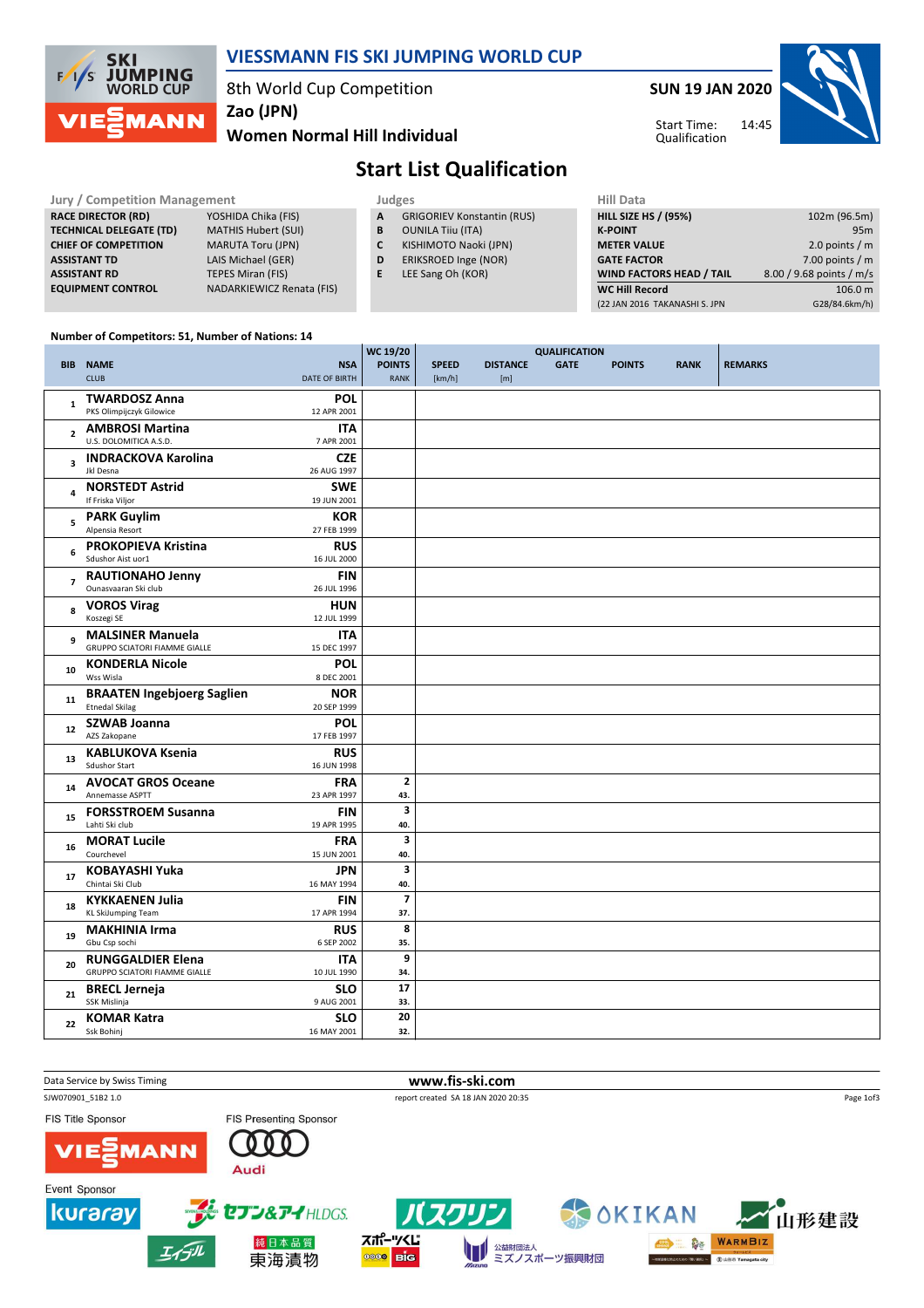# VIESSMANN FIS SKI JUMPING WORLD CUP

8th World Cup Competition
Zao (JPN)
Women Normal Hill Individual

SUN 19 JAN 2020
Start Time: 14:45
Qualification

## Start List Qualification

| Jury / Competition Management | |
|---|---|
| RACE DIRECTOR (RD) | YOSHIDA Chika (FIS) |
| TECHNICAL DELEGATE (TD) | MATHIS Hubert (SUI) |
| CHIEF OF COMPETITION | MARUTA Toru (JPN) |
| ASSISTANT TD | LAIS Michael (GER) |
| ASSISTANT RD | TEPES Miran (FIS) |
| EQUIPMENT CONTROL | NADARKIEWICZ Renata (FIS) |

| Judges | |
|---|---|
| A | GRIGORIEV Konstantin (RUS) |
| B | OUNILA Tiiu (ITA) |
| C | KISHIMOTO Naoki (JPN) |
| D | ERIKSROED Inge (NOR) |
| E | LEE Sang Oh (KOR) |

| Hill Data | |
|---|---|
| HILL SIZE HS / (95%) | 102m (96.5m) |
| K-POINT | 95m |
| METER VALUE | 2.0 points / m |
| GATE FACTOR | 7.00 points / m |
| WIND FACTORS HEAD / TAIL | 8.00 / 9.68 points / m/s |
| WC Hill Record | 106.0 m |
| (22 JAN 2016 TAKANASHI S. JPN | G28/84.6km/h) |

Number of Competitors: 51, Number of Nations: 14

| BIB | NAME / CLUB | NSA / DATE OF BIRTH | WC 19/20 POINTS / RANK | SPEED [km/h] | DISTANCE [m] | GATE | POINTS | RANK | REMARKS |
|---|---|---|---|---|---|---|---|---|---|
| 1 | TWARDOSZ Anna / PKS Olimpijczyk Gilowice | POL / 12 APR 2001 | | | | | | | |
| 2 | AMBROSI Martina / U.S. DOLOMITICA A.S.D. | ITA / 7 APR 2001 | | | | | | | |
| 3 | INDRACKOVA Karolina / Jkl Desna | CZE / 26 AUG 1997 | | | | | | | |
| 4 | NORSTEDT Astrid / If Friska Viljor | SWE / 19 JUN 2001 | | | | | | | |
| 5 | PARK Guylim / Alpensia Resort | KOR / 27 FEB 1999 | | | | | | | |
| 6 | PROKOPIEVA Kristina / Sdushor Aist uor1 | RUS / 16 JUL 2000 | | | | | | | |
| 7 | RAUTIONAHO Jenny / Ounasvaaran Ski club | FIN / 26 JUL 1996 | | | | | | | |
| 8 | VOROS Virag / Koszegi SE | HUN / 12 JUL 1999 | | | | | | | |
| 9 | MALSINER Manuela / GRUPPO SCIATORI FIAMME GIALLE | ITA / 15 DEC 1997 | | | | | | | |
| 10 | KONDERLA Nicole / Wss Wisla | POL / 8 DEC 2001 | | | | | | | |
| 11 | BRAATEN Ingebjoerg Saglien / Etnedal Skilag | NOR / 20 SEP 1999 | | | | | | | |
| 12 | SZWAB Joanna / AZS Zakopane | POL / 17 FEB 1997 | | | | | | | |
| 13 | KABLUKOVA Ksenia / Sdushor Start | RUS / 16 JUN 1998 | | | | | | | |
| 14 | AVOCAT GROS Oceane / Annemasse ASPTT | FRA / 23 APR 1997 | 2 / 43. | | | | | | |
| 15 | FORSSTROEM Susanna / Lahti Ski club | FIN / 19 APR 1995 | 3 / 40. | | | | | | |
| 16 | MORAT Lucile / Courchevel | FRA / 15 JUN 2001 | 3 / 40. | | | | | | |
| 17 | KOBAYASHI Yuka / Chintai Ski Club | JPN / 16 MAY 1994 | 3 / 40. | | | | | | |
| 18 | KYKKAENEN Julia / KL SkiJumping Team | FIN / 17 APR 1994 | 7 / 37. | | | | | | |
| 19 | MAKHINIA Irma / Gbu Csp sochi | RUS / 6 SEP 2002 | 8 / 35. | | | | | | |
| 20 | RUNGGALDIER Elena / GRUPPO SCIATORI FIAMME GIALLE | ITA / 10 JUL 1990 | 9 / 34. | | | | | | |
| 21 | BRECL Jerneja / SSK Mislinja | SLO / 9 AUG 2001 | 17 / 33. | | | | | | |
| 22 | KOMAR Katra / Ssk Bohinj | SLO / 16 MAY 2001 | 20 / 32. | | | | | | |

Data Service by Swiss Timing
www.fis-ski.com
SJW070901_51B2 1.0
report created SA 18 JAN 2020 20:35

FIS Title Sponsor
FIS Presenting Sponsor
Event Sponsor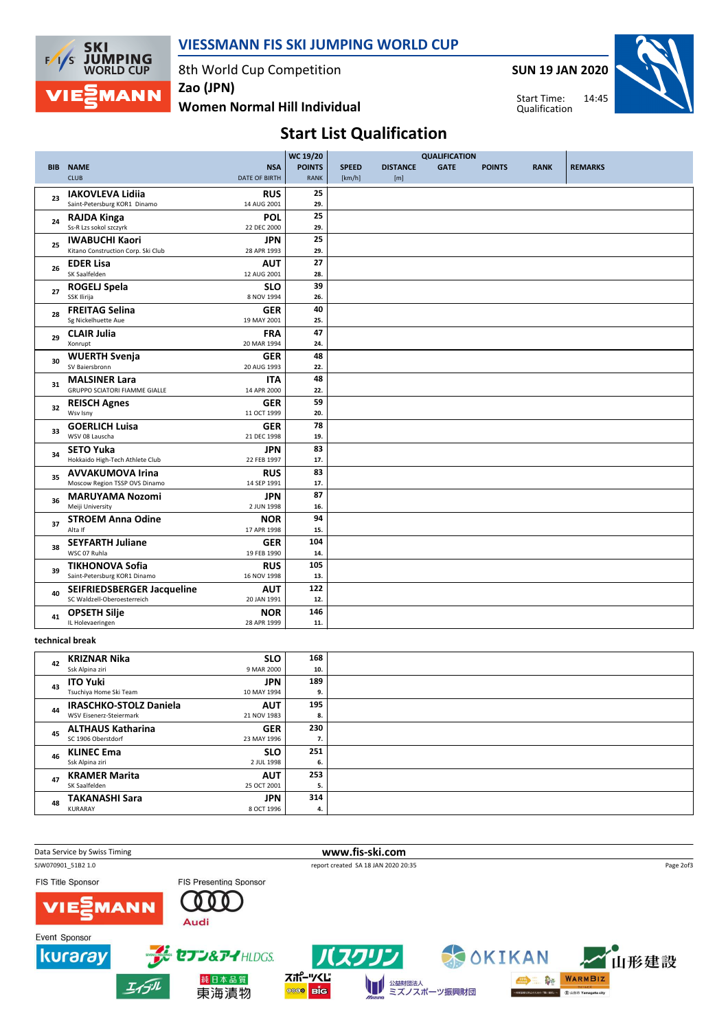# VIESSMANN FIS SKI JUMPING WORLD CUP

8th World Cup Competition
Zao (JPN)
Women Normal Hill Individual

SUN 19 JAN 2020

Start Time: 14:45
Qualification

## Start List Qualification

| BIB | NAME / CLUB | NSA / DATE OF BIRTH | WC 19/20 POINTS / RANK | SPEED [km/h] | DISTANCE [m] | GATE | POINTS | RANK | REMARKS |
|---|---|---|---|---|---|---|---|---|---|
| 23 | IAKOVLEVA Lidiia<br>Saint-Petersburg KOR1 Dinamo | RUS<br>14 AUG 2001 | 25<br>29. | | | | | | |
| 24 | RAJDA Kinga<br>Ss-R Lzs sokol szczyrk | POL<br>22 DEC 2000 | 25<br>29. | | | | | | |
| 25 | IWABUCHI Kaori<br>Kitano Construction Corp. Ski Club | JPN<br>28 APR 1993 | 25<br>29. | | | | | | |
| 26 | EDER Lisa<br>SK Saalfelden | AUT<br>12 AUG 2001 | 27<br>28. | | | | | | |
| 27 | ROGELJ Spela<br>SSK Ilirija | SLO<br>8 NOV 1994 | 39<br>26. | | | | | | |
| 28 | FREITAG Selina<br>Sg Nickelhuette Aue | GER<br>19 MAY 2001 | 40<br>25. | | | | | | |
| 29 | CLAIR Julia<br>Xonrupt | FRA<br>20 MAR 1994 | 47<br>24. | | | | | | |
| 30 | WUERTH Svenja<br>SV Baiersbronn | GER<br>20 AUG 1993 | 48<br>22. | | | | | | |
| 31 | MALSINER Lara<br>GRUPPO SCIATORI FIAMME GIALLE | ITA<br>14 APR 2000 | 48<br>22. | | | | | | |
| 32 | REISCH Agnes<br>Wsv Isny | GER<br>11 OCT 1999 | 59<br>20. | | | | | | |
| 33 | GOERLICH Luisa<br>WSV 08 Lauscha | GER<br>21 DEC 1998 | 78<br>19. | | | | | | |
| 34 | SETO Yuka<br>Hokkaido High-Tech Athlete Club | JPN<br>22 FEB 1997 | 83<br>17. | | | | | | |
| 35 | AVVAKUMOVA Irina<br>Moscow Region TSSP OVS Dinamo | RUS<br>14 SEP 1991 | 83<br>17. | | | | | | |
| 36 | MARUYAMA Nozomi<br>Meiji University | JPN<br>2 JUN 1998 | 87<br>16. | | | | | | |
| 37 | STROEM Anna Odine<br>Alta If | NOR<br>17 APR 1998 | 94<br>15. | | | | | | |
| 38 | SEYFARTH Juliane<br>WSC 07 Ruhla | GER<br>19 FEB 1990 | 104<br>14. | | | | | | |
| 39 | TIKHONOVA Sofia<br>Saint-Petersburg KOR1 Dinamo | RUS<br>16 NOV 1998 | 105<br>13. | | | | | | |
| 40 | SEIFRIEDSBERGER Jacqueline<br>SC Waldzell-Oberoesterreich | AUT<br>20 JAN 1991 | 122<br>12. | | | | | | |
| 41 | OPSETH Silje<br>IL Holevaeringen | NOR<br>28 APR 1999 | 146<br>11. | | | | | | |

**technical break**

| BIB | NAME / CLUB | NSA / DATE OF BIRTH | WC 19/20 POINTS / RANK | SPEED [km/h] | DISTANCE [m] | GATE | POINTS | RANK | REMARKS |
|---|---|---|---|---|---|---|---|---|---|
| 42 | KRIZNAR Nika<br>Ssk Alpina ziri | SLO<br>9 MAR 2000 | 168<br>10. | | | | | | |
| 43 | ITO Yuki<br>Tsuchiya Home Ski Team | JPN<br>10 MAY 1994 | 189<br>9. | | | | | | |
| 44 | IRASCHKO-STOLZ Daniela<br>WSV Eisenerz-Steiermark | AUT<br>21 NOV 1983 | 195<br>8. | | | | | | |
| 45 | ALTHAUS Katharina<br>SC 1906 Oberstdorf | GER<br>23 MAY 1996 | 230<br>7. | | | | | | |
| 46 | KLINEC Ema<br>Ssk Alpina ziri | SLO<br>2 JUL 1998 | 251<br>6. | | | | | | |
| 47 | KRAMER Marita<br>SK Saalfelden | AUT<br>25 OCT 2001 | 253<br>5. | | | | | | |
| 48 | TAKANASHI Sara<br>KURARAY | JPN<br>8 OCT 1996 | 314<br>4. | | | | | | |

Data Service by Swiss Timing — www.fis-ski.com

SJW070901_51B2 1.0 — report created SA 18 JAN 2020 20:35

FIS Title Sponsor: VIESSMANN — FIS Presenting Sponsor: Audi

Event Sponsor: kuraray, セブン&アイHLDGS., バスクリン, OKIKAN, 山形建設, エイブル, 東海漬物, スポーツくじ BIG, ミズノスポーツ振興財団, WARMBIZ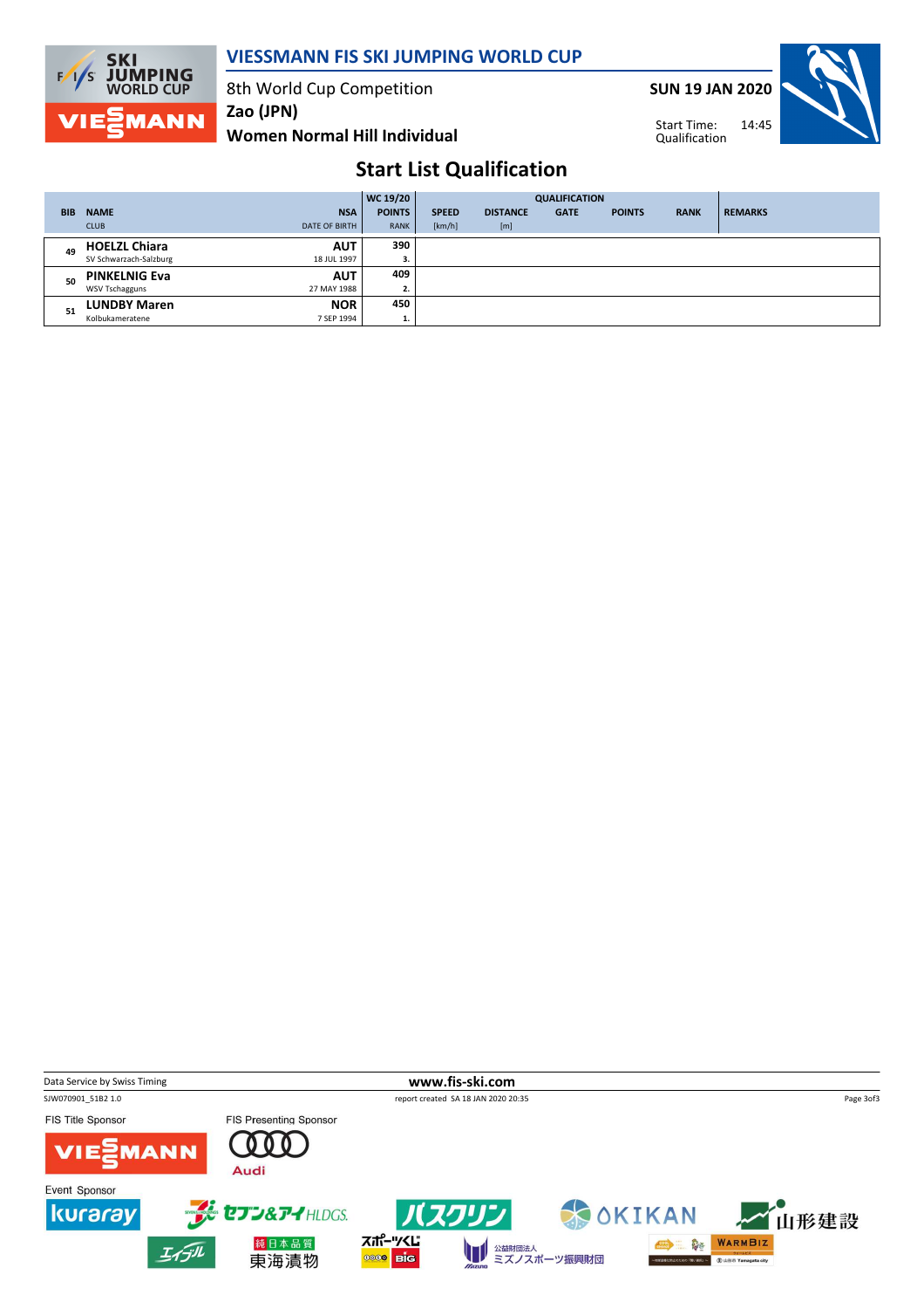# VIESSMANN FIS SKI JUMPING WORLD CUP

8th World Cup Competition

Zao (JPN)

**Women Normal Hill Individual**

**SUN 19 JAN 2020**

Start Time: 14:45
Qualification

## Start List Qualification

| BIB | NAME / CLUB | NSA / DATE OF BIRTH | WC 19/20 POINTS / RANK | SPEED [km/h] | DISTANCE [m] | GATE | POINTS | RANK | REMARKS |
|---|---|---|---|---|---|---|---|---|---|
| 49 | **HOELZL Chiara** / SV Schwarzach-Salzburg | **AUT** / 18 JUL 1997 | 390 / 3. | | | | | | |
| 50 | **PINKELNIG Eva** / WSV Tschagguns | **AUT** / 27 MAY 1988 | 409 / 2. | | | | | | |
| 51 | **LUNDBY Maren** / Kolbukameratene | **NOR** / 7 SEP 1994 | 450 / 1. | | | | | | |

Data Service by Swiss Timing

www.fis-ski.com

SJW070901_51B2 1.0

report created SA 18 JAN 2020 20:35

FIS Title Sponsor

FIS Presenting Sponsor

Event Sponsor